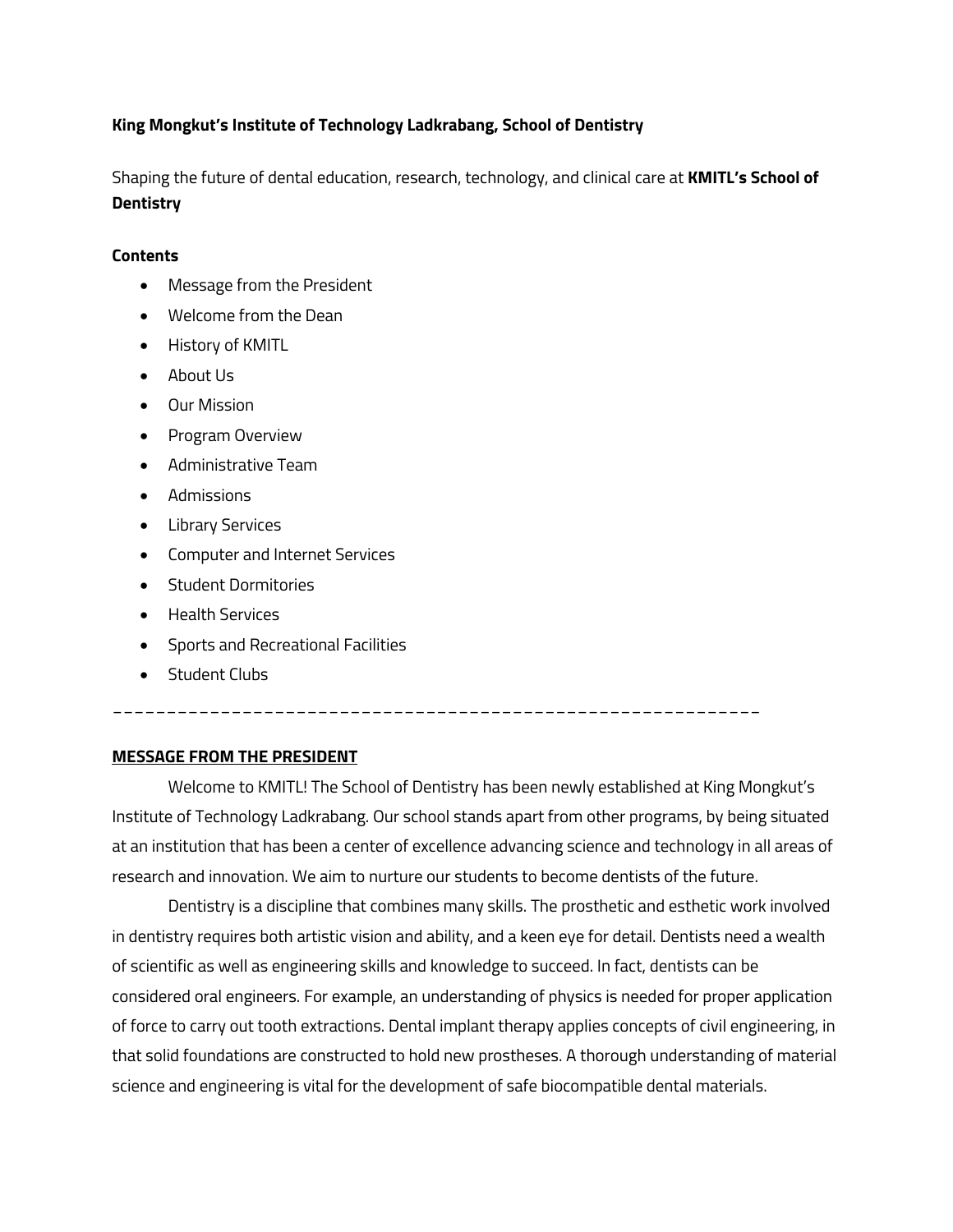**King Mongkut's Institute of Technology Ladkrabang, School of Dentistry**

Shaping the future of dental education, research, technology, and clinical care at **KMITL's School of Dentistry**

**Contents**

- Message from the President
- Welcome from the Dean
- History of KMITL
- About Us
- Our Mission
- Program Overview
- Administrative Team
- Admissions
- Library Services
- Computer and Internet Services
- Student Dormitories
- Health Services
- Sports and Recreational Facilities
- Student Clubs

---

## MESSAGE FROM THE PRESIDENT

Welcome to KMITL! The School of Dentistry has been newly established at King Mongkut's Institute of Technology Ladkrabang. Our school stands apart from other programs, by being situated at an institution that has been a center of excellence advancing science and technology in all areas of research and innovation. We aim to nurture our students to become dentists of the future.

Dentistry is a discipline that combines many skills. The prosthetic and esthetic work involved in dentistry requires both artistic vision and ability, and a keen eye for detail. Dentists need a wealth of scientific as well as engineering skills and knowledge to succeed. In fact, dentists can be considered oral engineers. For example, an understanding of physics is needed for proper application of force to carry out tooth extractions. Dental implant therapy applies concepts of civil engineering, in that solid foundations are constructed to hold new prostheses. A thorough understanding of material science and engineering is vital for the development of safe biocompatible dental materials.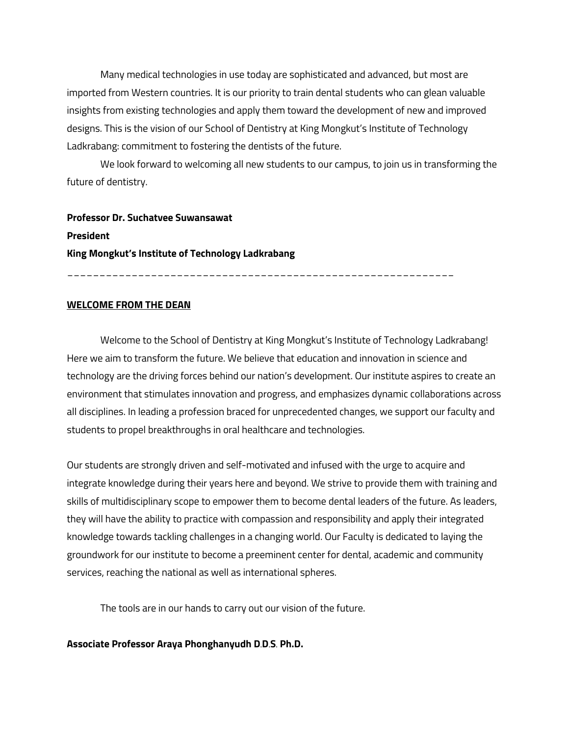Many medical technologies in use today are sophisticated and advanced, but most are imported from Western countries. It is our priority to train dental students who can glean valuable insights from existing technologies and apply them toward the development of new and improved designs. This is the vision of our School of Dentistry at King Mongkut's Institute of Technology Ladkrabang: commitment to fostering the dentists of the future.

We look forward to welcoming all new students to our campus, to join us in transforming the future of dentistry.

**Professor Dr. Suchatvee Suwansawat**
**President**
**King Mongkut's Institute of Technology Ladkrabang**

---

**WELCOME FROM THE DEAN**

Welcome to the School of Dentistry at King Mongkut's Institute of Technology Ladkrabang! Here we aim to transform the future. We believe that education and innovation in science and technology are the driving forces behind our nation's development. Our institute aspires to create an environment that stimulates innovation and progress, and emphasizes dynamic collaborations across all disciplines. In leading a profession braced for unprecedented changes, we support our faculty and students to propel breakthroughs in oral healthcare and technologies.

Our students are strongly driven and self-motivated and infused with the urge to acquire and integrate knowledge during their years here and beyond. We strive to provide them with training and skills of multidisciplinary scope to empower them to become dental leaders of the future. As leaders, they will have the ability to practice with compassion and responsibility and apply their integrated knowledge towards tackling challenges in a changing world. Our Faculty is dedicated to laying the groundwork for our institute to become a preeminent center for dental, academic and community services, reaching the national as well as international spheres.

The tools are in our hands to carry out our vision of the future.

**Associate Professor Araya Phonghanyudh D.D.S. Ph.D.**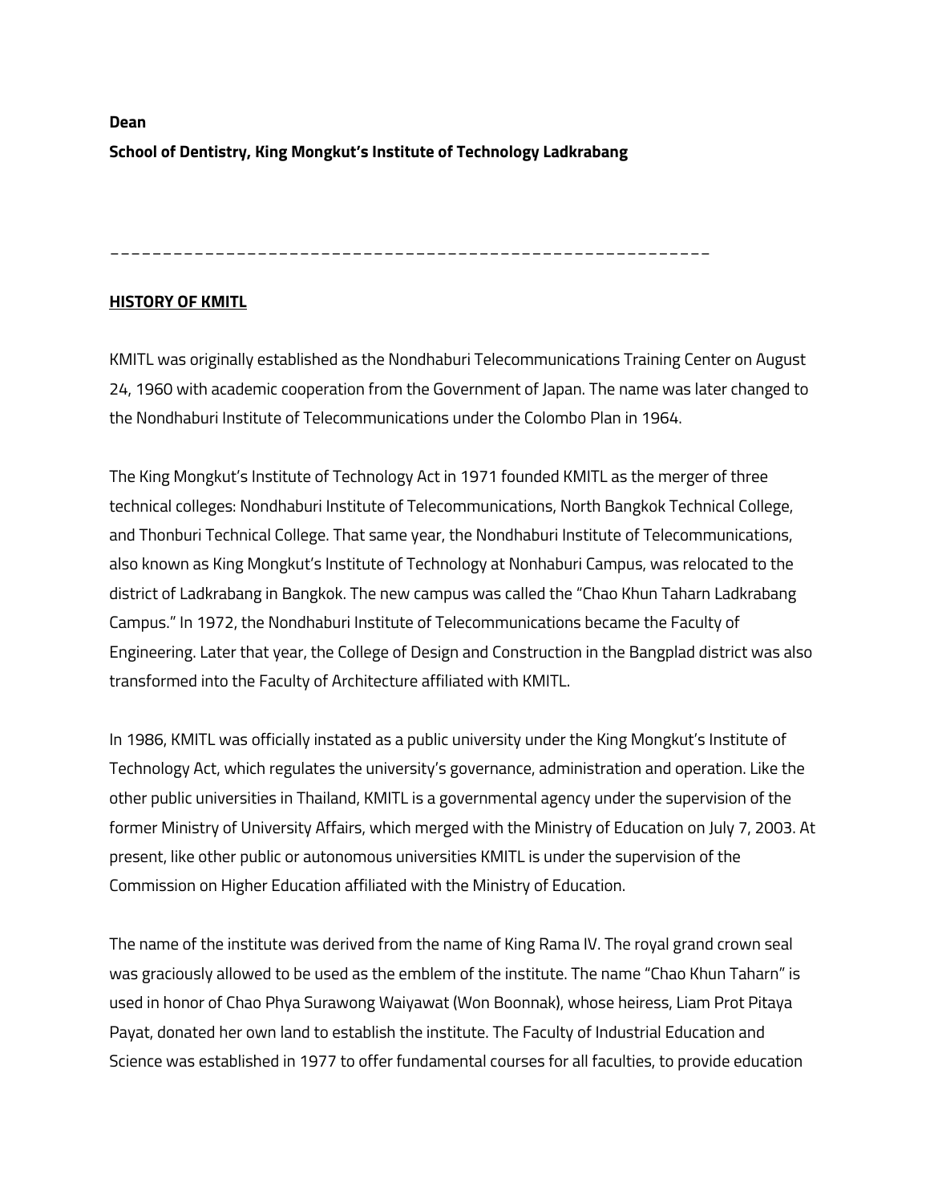**Dean**

**School of Dentistry, King Mongkut's Institute of Technology Ladkrabang**

---

**<u>HISTORY OF KMITL</u>**

KMITL was originally established as the Nondhaburi Telecommunications Training Center on August 24, 1960 with academic cooperation from the Government of Japan. The name was later changed to the Nondhaburi Institute of Telecommunications under the Colombo Plan in 1964.

The King Mongkut's Institute of Technology Act in 1971 founded KMITL as the merger of three technical colleges: Nondhaburi Institute of Telecommunications, North Bangkok Technical College, and Thonburi Technical College. That same year, the Nondhaburi Institute of Telecommunications, also known as King Mongkut's Institute of Technology at Nonhaburi Campus, was relocated to the district of Ladkrabang in Bangkok. The new campus was called the "Chao Khun Taharn Ladkrabang Campus." In 1972, the Nondhaburi Institute of Telecommunications became the Faculty of Engineering. Later that year, the College of Design and Construction in the Bangplad district was also transformed into the Faculty of Architecture affiliated with KMITL.

In 1986, KMITL was officially instated as a public university under the King Mongkut's Institute of Technology Act, which regulates the university's governance, administration and operation. Like the other public universities in Thailand, KMITL is a governmental agency under the supervision of the former Ministry of University Affairs, which merged with the Ministry of Education on July 7, 2003. At present, like other public or autonomous universities KMITL is under the supervision of the Commission on Higher Education affiliated with the Ministry of Education.

The name of the institute was derived from the name of King Rama IV. The royal grand crown seal was graciously allowed to be used as the emblem of the institute. The name "Chao Khun Taharn" is used in honor of Chao Phya Surawong Waiyawat (Won Boonnak), whose heiress, Liam Prot Pitaya Payat, donated her own land to establish the institute. The Faculty of Industrial Education and Science was established in 1977 to offer fundamental courses for all faculties, to provide education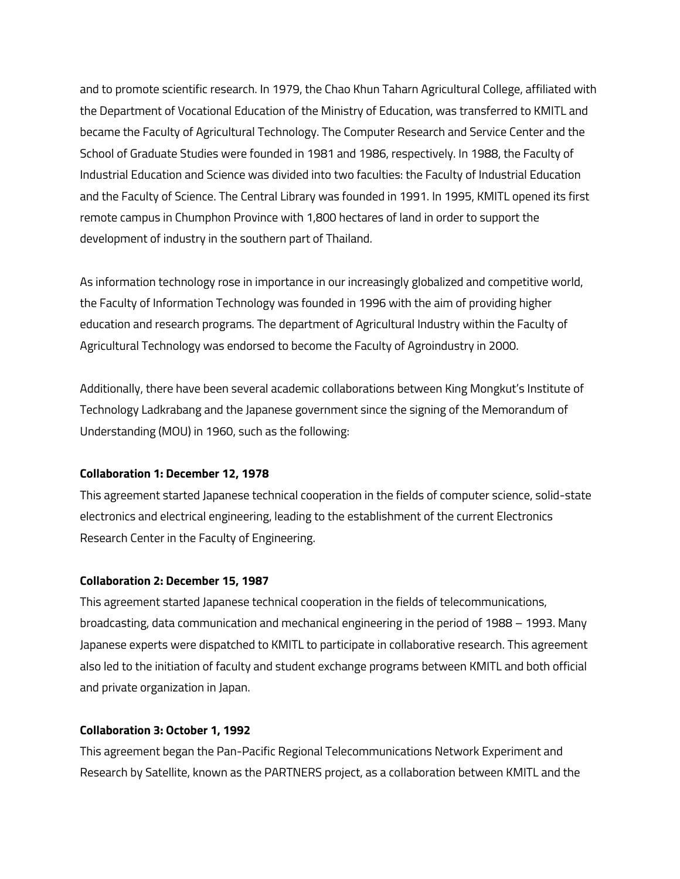and to promote scientific research. In 1979, the Chao Khun Taharn Agricultural College, affiliated with the Department of Vocational Education of the Ministry of Education, was transferred to KMITL and became the Faculty of Agricultural Technology. The Computer Research and Service Center and the School of Graduate Studies were founded in 1981 and 1986, respectively. In 1988, the Faculty of Industrial Education and Science was divided into two faculties: the Faculty of Industrial Education and the Faculty of Science. The Central Library was founded in 1991. In 1995, KMITL opened its first remote campus in Chumphon Province with 1,800 hectares of land in order to support the development of industry in the southern part of Thailand.

As information technology rose in importance in our increasingly globalized and competitive world, the Faculty of Information Technology was founded in 1996 with the aim of providing higher education and research programs. The department of Agricultural Industry within the Faculty of Agricultural Technology was endorsed to become the Faculty of Agroindustry in 2000.

Additionally, there have been several academic collaborations between King Mongkut's Institute of Technology Ladkrabang and the Japanese government since the signing of the Memorandum of Understanding (MOU) in 1960, such as the following:

**Collaboration 1: December 12, 1978**
This agreement started Japanese technical cooperation in the fields of computer science, solid-state electronics and electrical engineering, leading to the establishment of the current Electronics Research Center in the Faculty of Engineering.

**Collaboration 2: December 15, 1987**
This agreement started Japanese technical cooperation in the fields of telecommunications, broadcasting, data communication and mechanical engineering in the period of 1988 – 1993. Many Japanese experts were dispatched to KMITL to participate in collaborative research. This agreement also led to the initiation of faculty and student exchange programs between KMITL and both official and private organization in Japan.

**Collaboration 3: October 1, 1992**
This agreement began the Pan-Pacific Regional Telecommunications Network Experiment and Research by Satellite, known as the PARTNERS project, as a collaboration between KMITL and the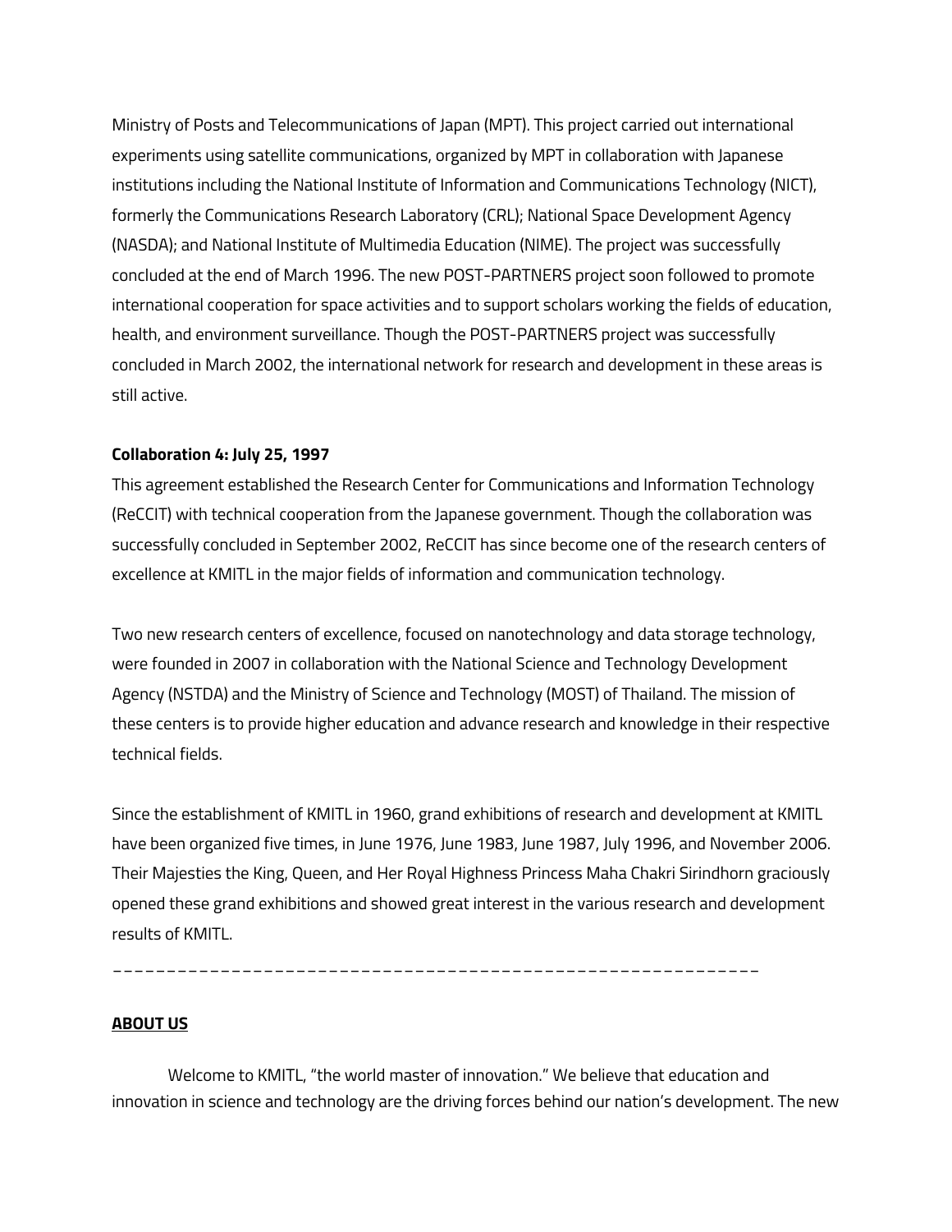Ministry of Posts and Telecommunications of Japan (MPT). This project carried out international experiments using satellite communications, organized by MPT in collaboration with Japanese institutions including the National Institute of Information and Communications Technology (NICT), formerly the Communications Research Laboratory (CRL); National Space Development Agency (NASDA); and National Institute of Multimedia Education (NIME). The project was successfully concluded at the end of March 1996. The new POST-PARTNERS project soon followed to promote international cooperation for space activities and to support scholars working the fields of education, health, and environment surveillance. Though the POST-PARTNERS project was successfully concluded in March 2002, the international network for research and development in these areas is still active.

**Collaboration 4: July 25, 1997**

This agreement established the Research Center for Communications and Information Technology (ReCCIT) with technical cooperation from the Japanese government. Though the collaboration was successfully concluded in September 2002, ReCCIT has since become one of the research centers of excellence at KMITL in the major fields of information and communication technology.

Two new research centers of excellence, focused on nanotechnology and data storage technology, were founded in 2007 in collaboration with the National Science and Technology Development Agency (NSTDA) and the Ministry of Science and Technology (MOST) of Thailand. The mission of these centers is to provide higher education and advance research and knowledge in their respective technical fields.

Since the establishment of KMITL in 1960, grand exhibitions of research and development at KMITL have been organized five times, in June 1976, June 1983, June 1987, July 1996, and November 2006. Their Majesties the King, Queen, and Her Royal Highness Princess Maha Chakri Sirindhorn graciously opened these grand exhibitions and showed great interest in the various research and development results of KMITL.

---

## ABOUT US

Welcome to KMITL, "the world master of innovation." We believe that education and innovation in science and technology are the driving forces behind our nation's development. The new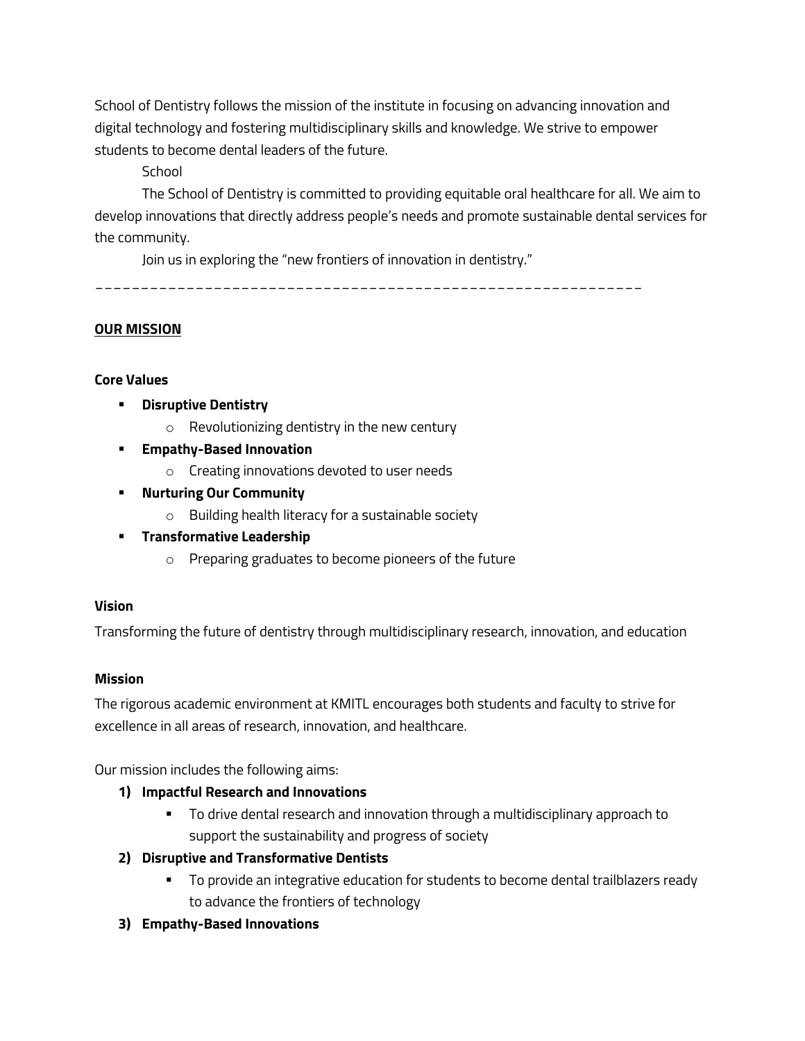School of Dentistry follows the mission of the institute in focusing on advancing innovation and digital technology and fostering multidisciplinary skills and knowledge. We strive to empower students to become dental leaders of the future.

School

The School of Dentistry is committed to providing equitable oral healthcare for all. We aim to develop innovations that directly address people's needs and promote sustainable dental services for the community.

Join us in exploring the "new frontiers of innovation in dentistry."

___________________________________________________________

**<u>OUR MISSION</u>**

**Core Values**

- **Disruptive Dentistry**
  - Revolutionizing dentistry in the new century
- **Empathy-Based Innovation**
  - Creating innovations devoted to user needs
- **Nurturing Our Community**
  - Building health literacy for a sustainable society
- **Transformative Leadership**
  - Preparing graduates to become pioneers of the future

**Vision**

Transforming the future of dentistry through multidisciplinary research, innovation, and education

**Mission**

The rigorous academic environment at KMITL encourages both students and faculty to strive for excellence in all areas of research, innovation, and healthcare.

Our mission includes the following aims:

1) **Impactful Research and Innovations**
   - To drive dental research and innovation through a multidisciplinary approach to support the sustainability and progress of society
2) **Disruptive and Transformative Dentists**
   - To provide an integrative education for students to become dental trailblazers ready to advance the frontiers of technology
3) **Empathy-Based Innovations**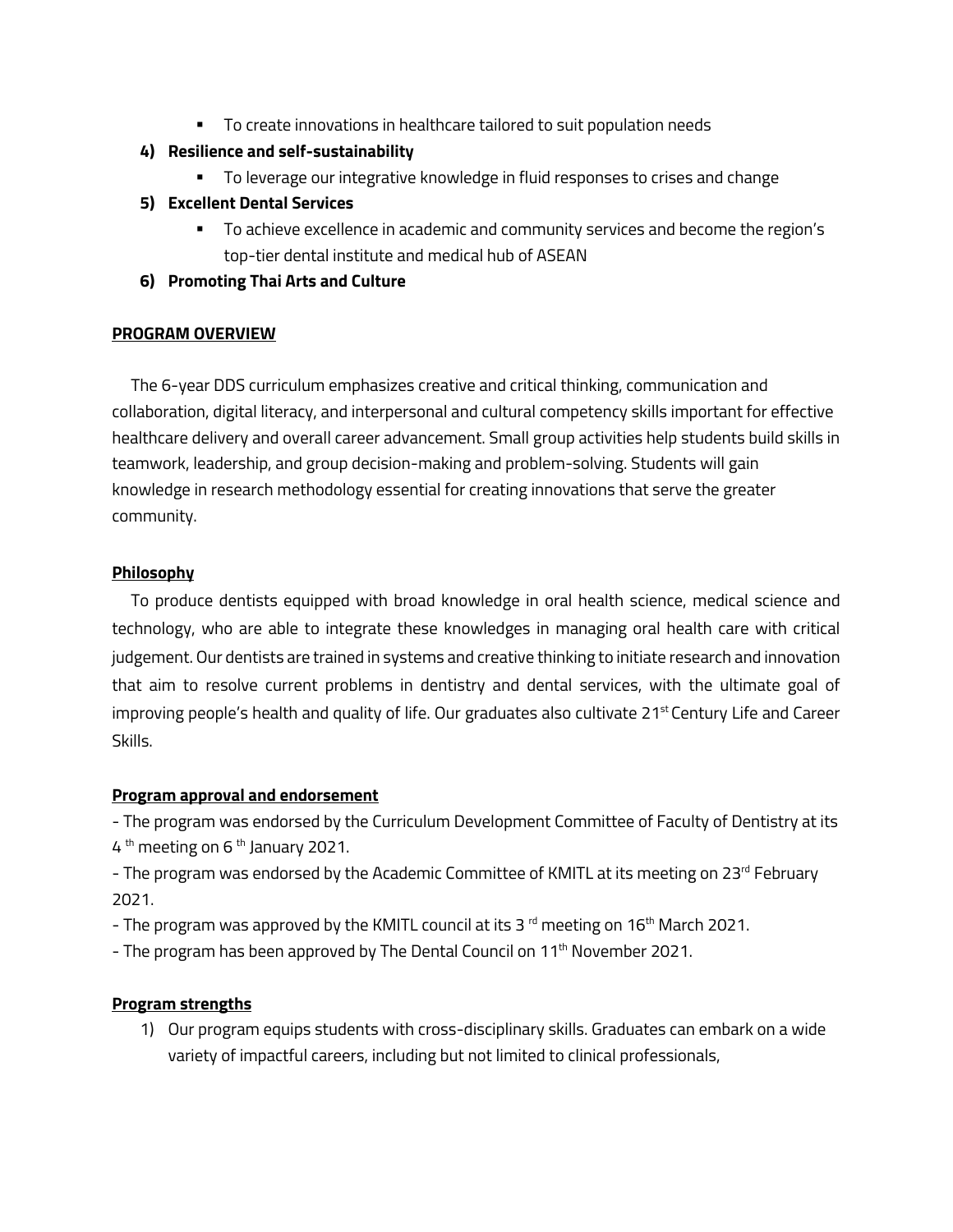- To create innovations in healthcare tailored to suit population needs

**4) Resilience and self-sustainability**

- To leverage our integrative knowledge in fluid responses to crises and change

**5) Excellent Dental Services**

- To achieve excellence in academic and community services and become the region's top-tier dental institute and medical hub of ASEAN

**6) Promoting Thai Arts and Culture**

## PROGRAM OVERVIEW

The 6-year DDS curriculum emphasizes creative and critical thinking, communication and collaboration, digital literacy, and interpersonal and cultural competency skills important for effective healthcare delivery and overall career advancement. Small group activities help students build skills in teamwork, leadership, and group decision-making and problem-solving. Students will gain knowledge in research methodology essential for creating innovations that serve the greater community.

### Philosophy

To produce dentists equipped with broad knowledge in oral health science, medical science and technology, who are able to integrate these knowledges in managing oral health care with critical judgement. Our dentists are trained in systems and creative thinking to initiate research and innovation that aim to resolve current problems in dentistry and dental services, with the ultimate goal of improving people's health and quality of life. Our graduates also cultivate 21st Century Life and Career Skills.

### Program approval and endorsement

- The program was endorsed by the Curriculum Development Committee of Faculty of Dentistry at its 4th meeting on 6th January 2021.
- The program was endorsed by the Academic Committee of KMITL at its meeting on 23rd February 2021.
- The program was approved by the KMITL council at its 3rd meeting on 16th March 2021.
- The program has been approved by The Dental Council on 11th November 2021.

### Program strengths

1) Our program equips students with cross-disciplinary skills. Graduates can embark on a wide variety of impactful careers, including but not limited to clinical professionals,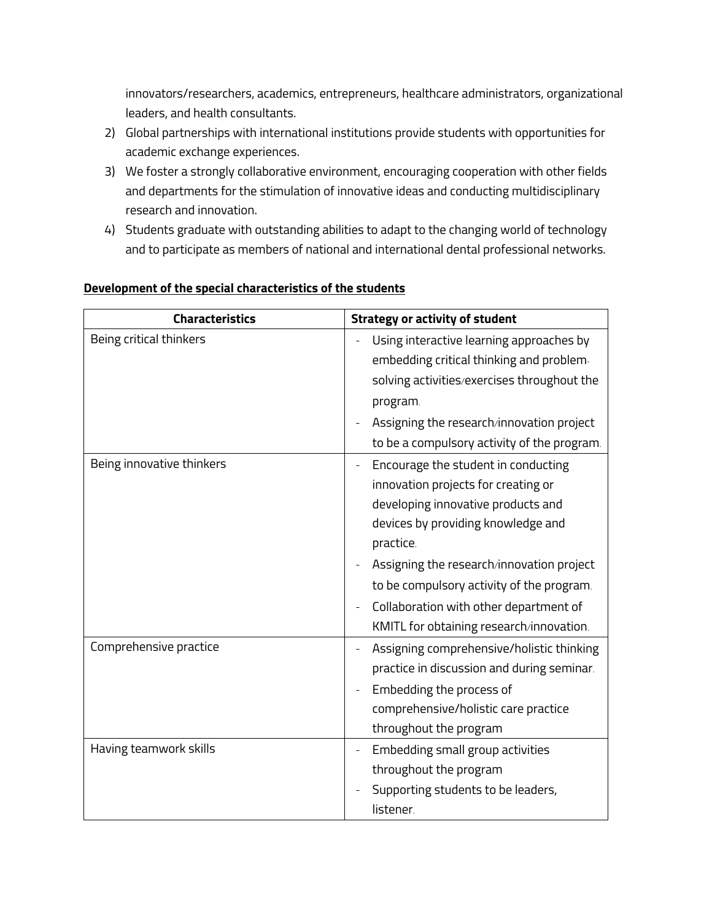innovators/researchers, academics, entrepreneurs, healthcare administrators, organizational leaders, and health consultants.

2) Global partnerships with international institutions provide students with opportunities for academic exchange experiences.
3) We foster a strongly collaborative environment, encouraging cooperation with other fields and departments for the stimulation of innovative ideas and conducting multidisciplinary research and innovation.
4) Students graduate with outstanding abilities to adapt to the changing world of technology and to participate as members of national and international dental professional networks.

**Development of the special characteristics of the students**

| Characteristics | Strategy or activity of student |
|---|---|
| Being critical thinkers | - Using interactive learning approaches by embedding critical thinking and problem-solving activities/exercises throughout the program.<br>- Assigning the research/innovation project to be a compulsory activity of the program. |
| Being innovative thinkers | - Encourage the student in conducting innovation projects for creating or developing innovative products and devices by providing knowledge and practice.<br>- Assigning the research/innovation project to be compulsory activity of the program.<br>- Collaboration with other department of KMITL for obtaining research/innovation. |
| Comprehensive practice | - Assigning comprehensive/holistic thinking practice in discussion and during seminar.<br>- Embedding the process of comprehensive/holistic care practice throughout the program |
| Having teamwork skills | - Embedding small group activities throughout the program<br>- Supporting students to be leaders, listener. |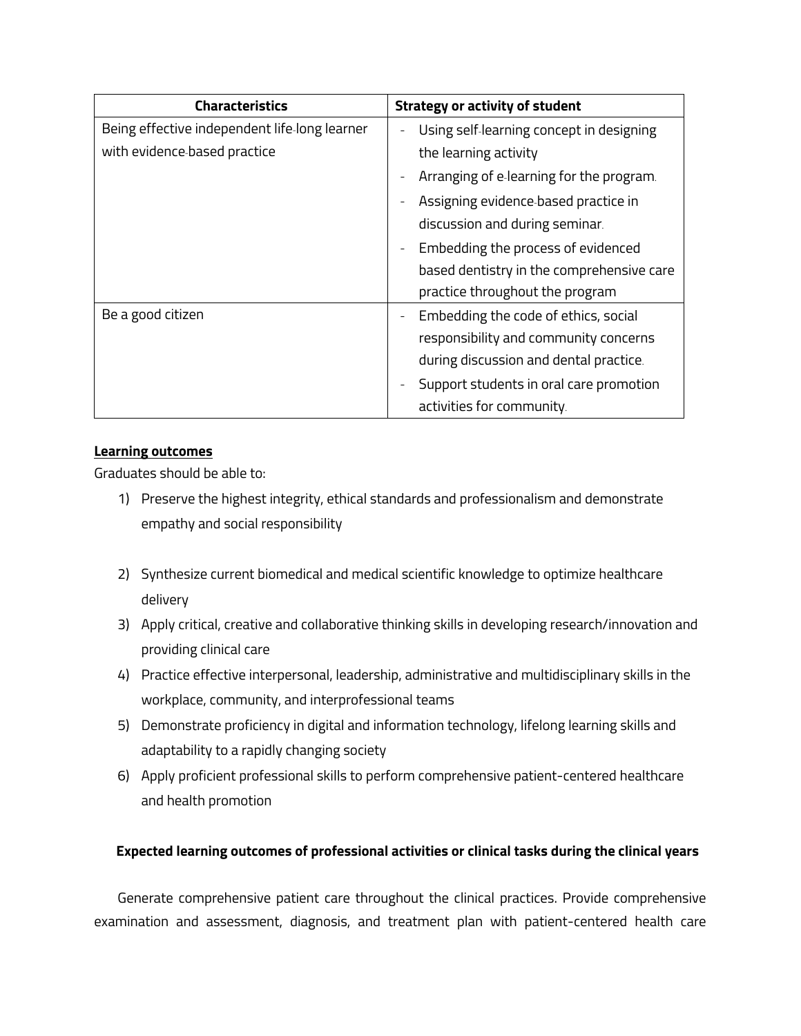| Characteristics | Strategy or activity of student |
| --- | --- |
| Being effective independent life-long learner with evidence-based practice | - Using self-learning concept in designing the learning activity<br>- Arranging of e-learning for the program.<br>- Assigning evidence-based practice in discussion and during seminar.<br>- Embedding the process of evidenced based dentistry in the comprehensive care practice throughout the program |
| Be a good citizen | - Embedding the code of ethics, social responsibility and community concerns during discussion and dental practice.<br>- Support students in oral care promotion activities for community. |

**<u>Learning outcomes</u>**

Graduates should be able to:

1) Preserve the highest integrity, ethical standards and professionalism and demonstrate empathy and social responsibility

2) Synthesize current biomedical and medical scientific knowledge to optimize healthcare delivery
3) Apply critical, creative and collaborative thinking skills in developing research/innovation and providing clinical care
4) Practice effective interpersonal, leadership, administrative and multidisciplinary skills in the workplace, community, and interprofessional teams
5) Demonstrate proficiency in digital and information technology, lifelong learning skills and adaptability to a rapidly changing society
6) Apply proficient professional skills to perform comprehensive patient-centered healthcare and health promotion

**Expected learning outcomes of professional activities or clinical tasks during the clinical years**

Generate comprehensive patient care throughout the clinical practices. Provide comprehensive examination and assessment, diagnosis, and treatment plan with patient-centered health care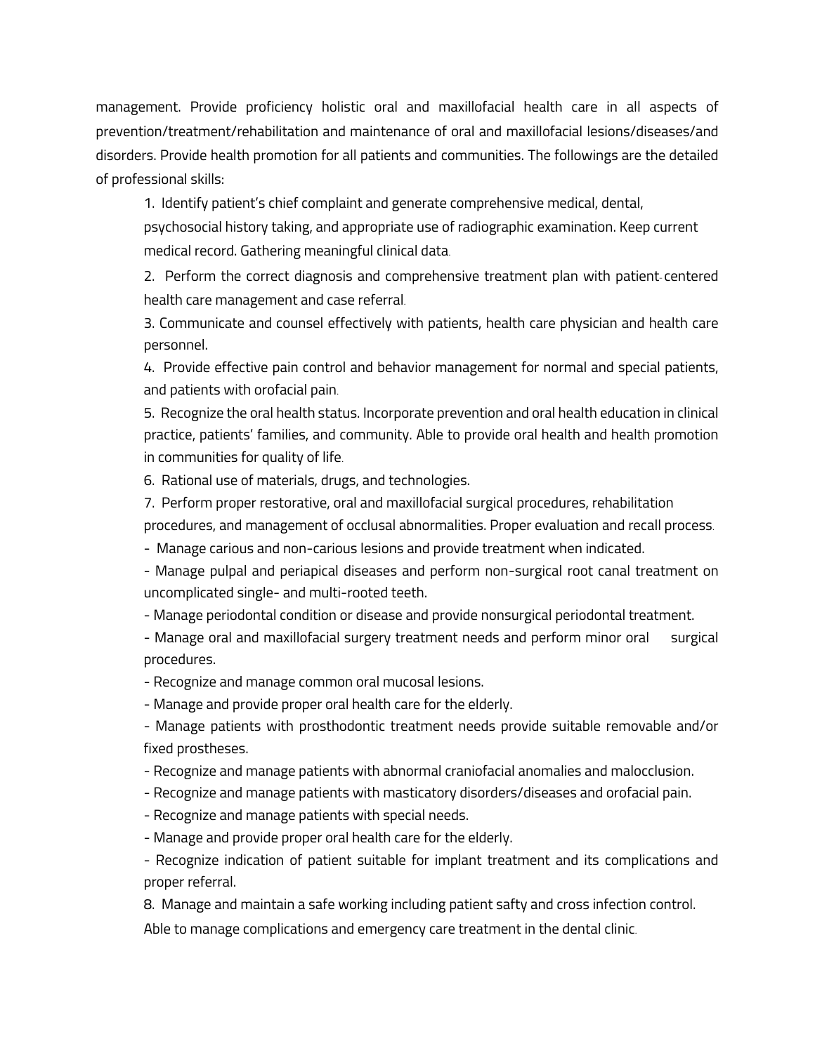management. Provide proficiency holistic oral and maxillofacial health care in all aspects of prevention/treatment/rehabilitation and maintenance of oral and maxillofacial lesions/diseases/and disorders. Provide health promotion for all patients and communities. The followings are the detailed of professional skills:

1. Identify patient's chief complaint and generate comprehensive medical, dental, psychosocial history taking, and appropriate use of radiographic examination. Keep current medical record. Gathering meaningful clinical data.
2. Perform the correct diagnosis and comprehensive treatment plan with patient-centered health care management and case referral.
3. Communicate and counsel effectively with patients, health care physician and health care personnel.
4. Provide effective pain control and behavior management for normal and special patients, and patients with orofacial pain.
5. Recognize the oral health status. Incorporate prevention and oral health education in clinical practice, patients' families, and community. Able to provide oral health and health promotion in communities for quality of life.
6. Rational use of materials, drugs, and technologies.
7. Perform proper restorative, oral and maxillofacial surgical procedures, rehabilitation procedures, and management of occlusal abnormalities. Proper evaluation and recall process.
   - Manage carious and non-carious lesions and provide treatment when indicated.
   - Manage pulpal and periapical diseases and perform non-surgical root canal treatment on uncomplicated single- and multi-rooted teeth.
   - Manage periodontal condition or disease and provide nonsurgical periodontal treatment.
   - Manage oral and maxillofacial surgery treatment needs and perform minor oral surgical procedures.
   - Recognize and manage common oral mucosal lesions.
   - Manage and provide proper oral health care for the elderly.
   - Manage patients with prosthodontic treatment needs provide suitable removable and/or fixed prostheses.
   - Recognize and manage patients with abnormal craniofacial anomalies and malocclusion.
   - Recognize and manage patients with masticatory disorders/diseases and orofacial pain.
   - Recognize and manage patients with special needs.
   - Manage and provide proper oral health care for the elderly.
   - Recognize indication of patient suitable for implant treatment and its complications and proper referral.
8. Manage and maintain a safe working including patient safty and cross infection control. Able to manage complications and emergency care treatment in the dental clinic.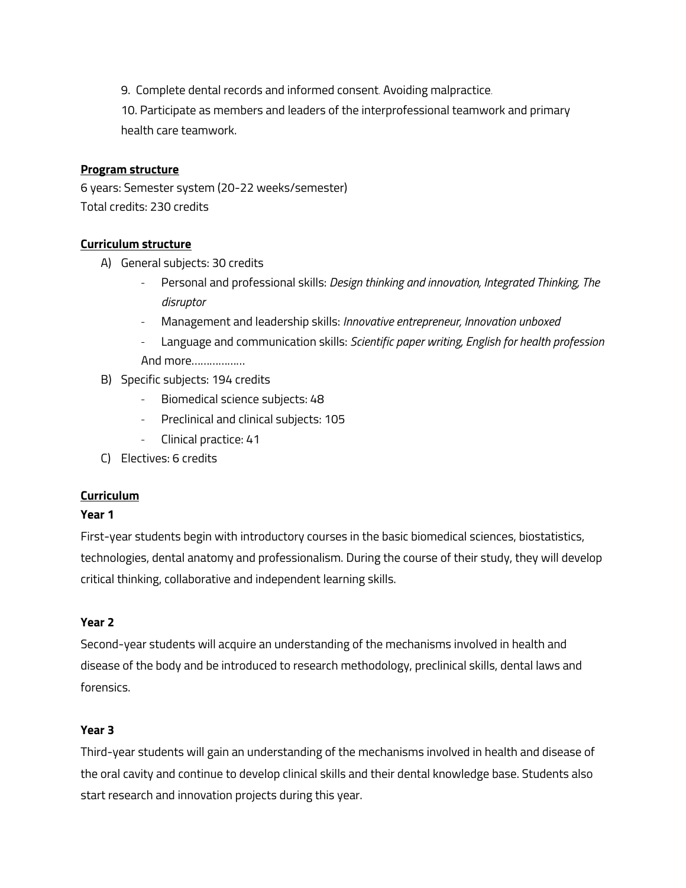9. Complete dental records and informed consent. Avoiding malpractice.
10. Participate as members and leaders of the interprofessional teamwork and primary health care teamwork.

**<u>Program structure</u>**

6 years: Semester system (20-22 weeks/semester)
Total credits: 230 credits

**<u>Curriculum structure</u>**

A) General subjects: 30 credits
   - Personal and professional skills: *Design thinking and innovation, Integrated Thinking, The disruptor*
   - Management and leadership skills: *Innovative entrepreneur, Innovation unboxed*
   - Language and communication skills: *Scientific paper writing, English for health profession*

   And more……………..
B) Specific subjects: 194 credits
   - Biomedical science subjects: 48
   - Preclinical and clinical subjects: 105
   - Clinical practice: 41
C) Electives: 6 credits

**<u>Curriculum</u>**

**Year 1**

First-year students begin with introductory courses in the basic biomedical sciences, biostatistics, technologies, dental anatomy and professionalism. During the course of their study, they will develop critical thinking, collaborative and independent learning skills.

**Year 2**

Second-year students will acquire an understanding of the mechanisms involved in health and disease of the body and be introduced to research methodology, preclinical skills, dental laws and forensics.

**Year 3**

Third-year students will gain an understanding of the mechanisms involved in health and disease of the oral cavity and continue to develop clinical skills and their dental knowledge base. Students also start research and innovation projects during this year.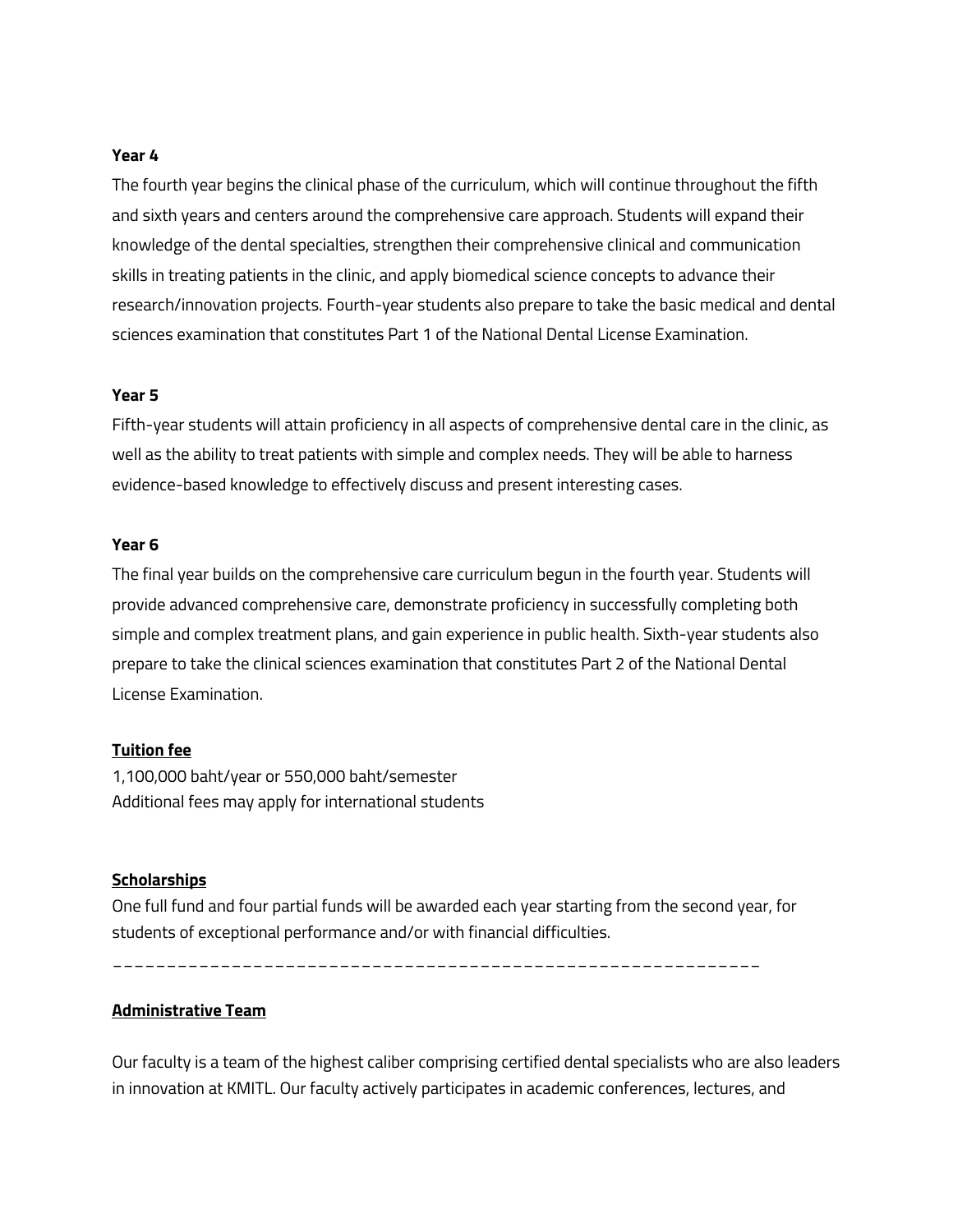**Year 4**

The fourth year begins the clinical phase of the curriculum, which will continue throughout the fifth and sixth years and centers around the comprehensive care approach. Students will expand their knowledge of the dental specialties, strengthen their comprehensive clinical and communication skills in treating patients in the clinic, and apply biomedical science concepts to advance their research/innovation projects. Fourth-year students also prepare to take the basic medical and dental sciences examination that constitutes Part 1 of the National Dental License Examination.

**Year 5**

Fifth-year students will attain proficiency in all aspects of comprehensive dental care in the clinic, as well as the ability to treat patients with simple and complex needs. They will be able to harness evidence-based knowledge to effectively discuss and present interesting cases.

**Year 6**

The final year builds on the comprehensive care curriculum begun in the fourth year. Students will provide advanced comprehensive care, demonstrate proficiency in successfully completing both simple and complex treatment plans, and gain experience in public health. Sixth-year students also prepare to take the clinical sciences examination that constitutes Part 2 of the National Dental License Examination.

**Tuition fee**

1,100,000 baht/year or 550,000 baht/semester
Additional fees may apply for international students

**Scholarships**

One full fund and four partial funds will be awarded each year starting from the second year, for students of exceptional performance and/or with financial difficulties.

---

**Administrative Team**

Our faculty is a team of the highest caliber comprising certified dental specialists who are also leaders in innovation at KMITL. Our faculty actively participates in academic conferences, lectures, and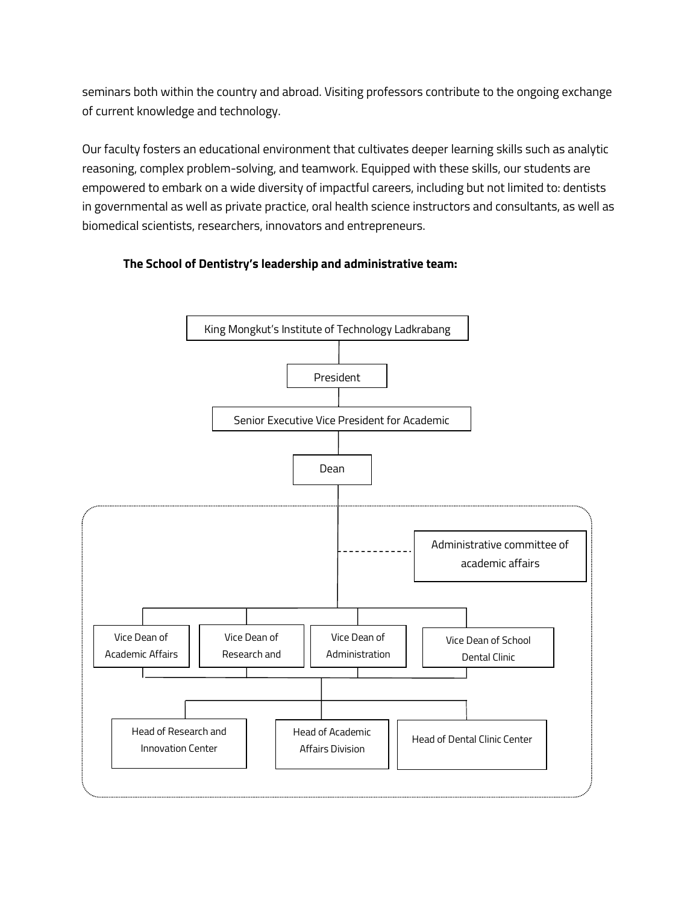seminars both within the country and abroad. Visiting professors contribute to the ongoing exchange of current knowledge and technology.

Our faculty fosters an educational environment that cultivates deeper learning skills such as analytic reasoning, complex problem-solving, and teamwork. Equipped with these skills, our students are empowered to embark on a wide diversity of impactful careers, including but not limited to: dentists in governmental as well as private practice, oral health science instructors and consultants, as well as biomedical scientists, researchers, innovators and entrepreneurs.

**The School of Dentistry's leadership and administrative team:**

King Mongkut's Institute of Technology Ladkrabang

President

Senior Executive Vice President for Academic

Dean

Administrative committee of academic affairs

Vice Dean of Academic Affairs

Vice Dean of Research and

Vice Dean of Administration

Vice Dean of School Dental Clinic

Head of Research and Innovation Center

Head of Academic Affairs Division

Head of Dental Clinic Center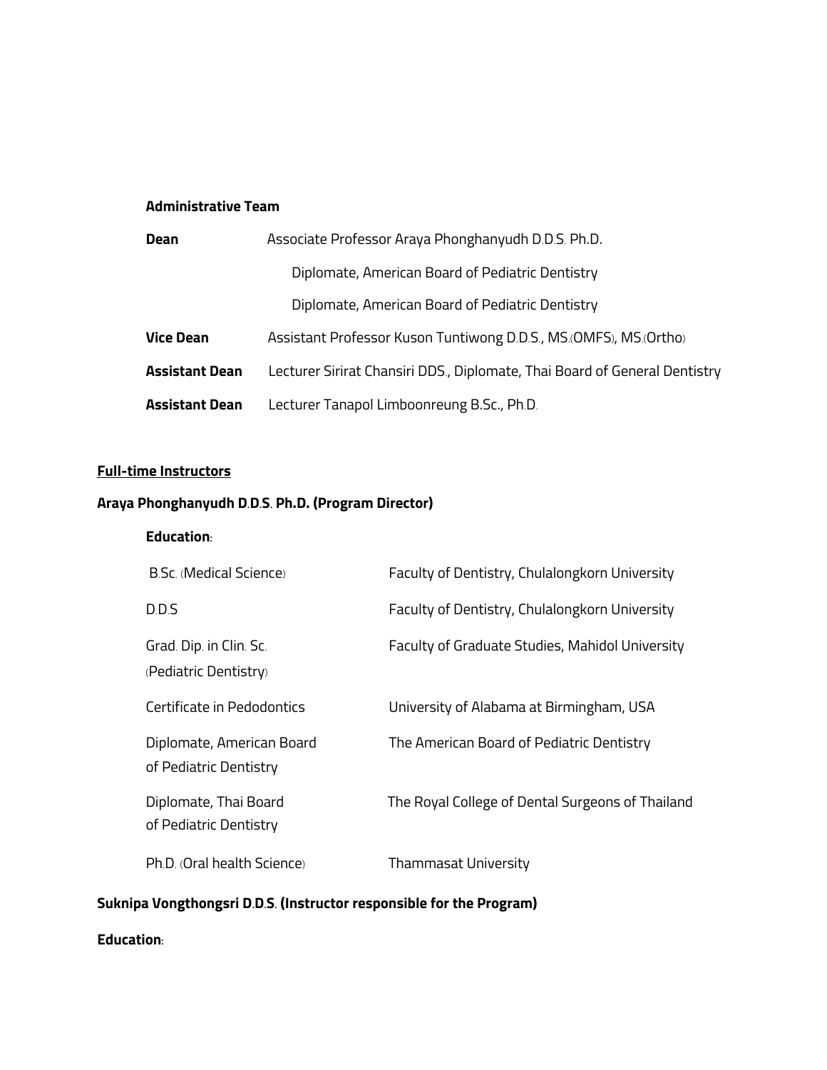**Administrative Team**

| | |
|---|---|
| **Dean** | Associate Professor Araya Phonghanyudh D.D.S. Ph.D. |
| | Diplomate, American Board of Pediatric Dentistry |
| | Diplomate, American Board of Pediatric Dentistry |
| **Vice Dean** | Assistant Professor Kuson Tuntiwong D.D.S., MS.(OMFS), MS.(Ortho) |
| **Assistant Dean** | Lecturer Sirirat Chansiri DDS., Diplomate, Thai Board of General Dentistry |
| **Assistant Dean** | Lecturer Tanapol Limboonreung B.Sc., Ph.D. |

**Full-time Instructors**

**Araya Phonghanyudh D.D.S. Ph.D. (Program Director)**

**Education:**

| | |
|---|---|
| B.Sc. (Medical Science) | Faculty of Dentistry, Chulalongkorn University |
| D.D.S | Faculty of Dentistry, Chulalongkorn University |
| Grad. Dip. in Clin. Sc. (Pediatric Dentistry) | Faculty of Graduate Studies, Mahidol University |
| Certificate in Pedodontics | University of Alabama at Birmingham, USA |
| Diplomate, American Board of Pediatric Dentistry | The American Board of Pediatric Dentistry |
| Diplomate, Thai Board of Pediatric Dentistry | The Royal College of Dental Surgeons of Thailand |
| Ph.D. (Oral health Science) | Thammasat University |

**Suknipa Vongthongsri D.D.S. (Instructor responsible for the Program)**

**Education:**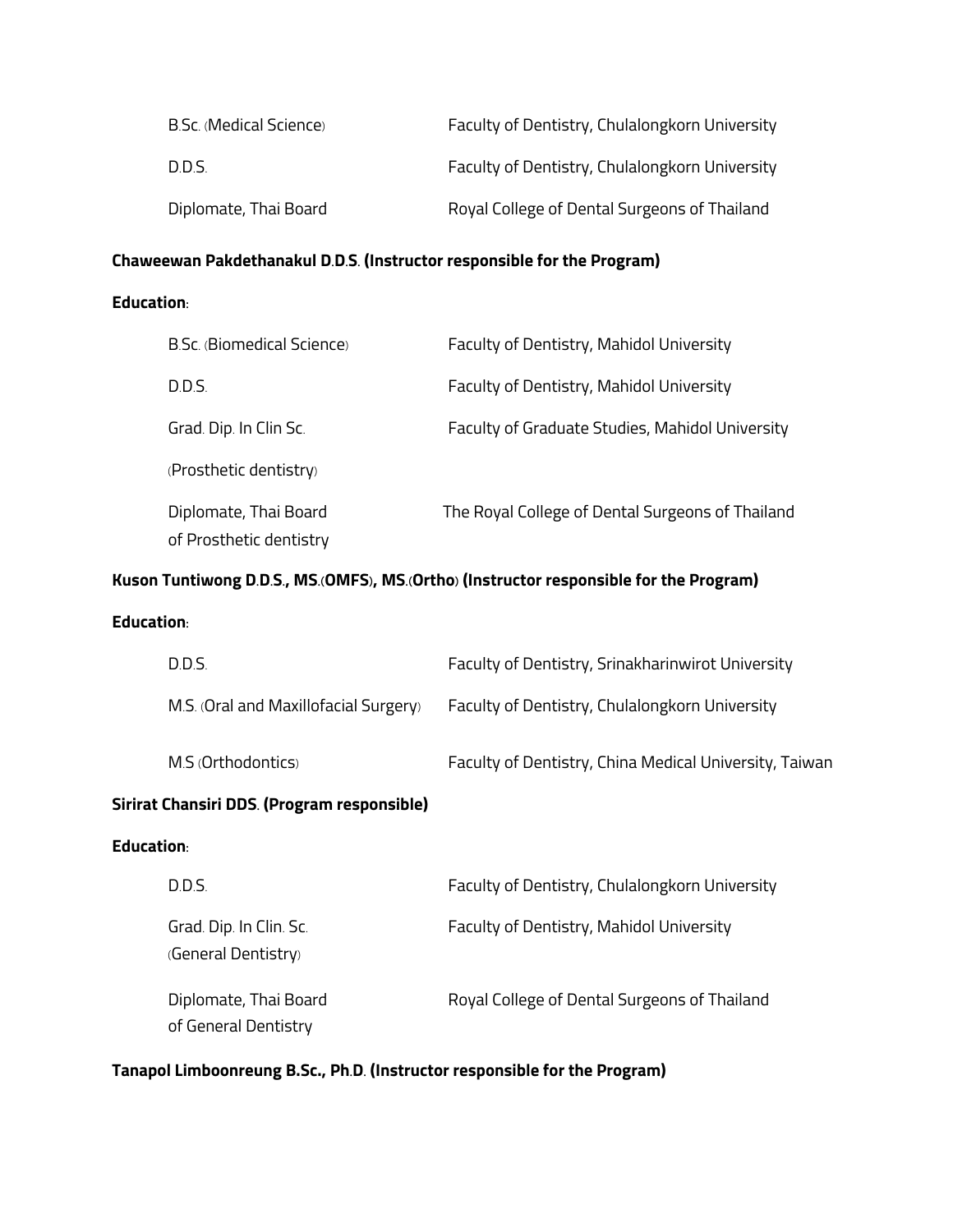| | |
|---|---|
| B.Sc. (Medical Science) | Faculty of Dentistry, Chulalongkorn University |
| D.D.S. | Faculty of Dentistry, Chulalongkorn University |
| Diplomate, Thai Board | Royal College of Dental Surgeons of Thailand |

**Chaweewan Pakdethanakul D.D.S. (Instructor responsible for the Program)**

**Education:**

| | |
|---|---|
| B.Sc. (Biomedical Science) | Faculty of Dentistry, Mahidol University |
| D.D.S. | Faculty of Dentistry, Mahidol University |
| Grad. Dip. In Clin Sc. (Prosthetic dentistry) | Faculty of Graduate Studies, Mahidol University |
| Diplomate, Thai Board of Prosthetic dentistry | The Royal College of Dental Surgeons of Thailand |

**Kuson Tuntiwong D.D.S., MS.(OMFS), MS.(Ortho) (Instructor responsible for the Program)**

**Education:**

| | |
|---|---|
| D.D.S. | Faculty of Dentistry, Srinakharinwirot University |
| M.S. (Oral and Maxillofacial Surgery) | Faculty of Dentistry, Chulalongkorn University |
| M.S (Orthodontics) | Faculty of Dentistry, China Medical University, Taiwan |

**Sirirat Chansiri DDS. (Program responsible)**

**Education:**

| | |
|---|---|
| D.D.S. | Faculty of Dentistry, Chulalongkorn University |
| Grad. Dip. In Clin. Sc. (General Dentistry) | Faculty of Dentistry, Mahidol University |
| Diplomate, Thai Board of General Dentistry | Royal College of Dental Surgeons of Thailand |

**Tanapol Limboonreung B.Sc., Ph.D. (Instructor responsible for the Program)**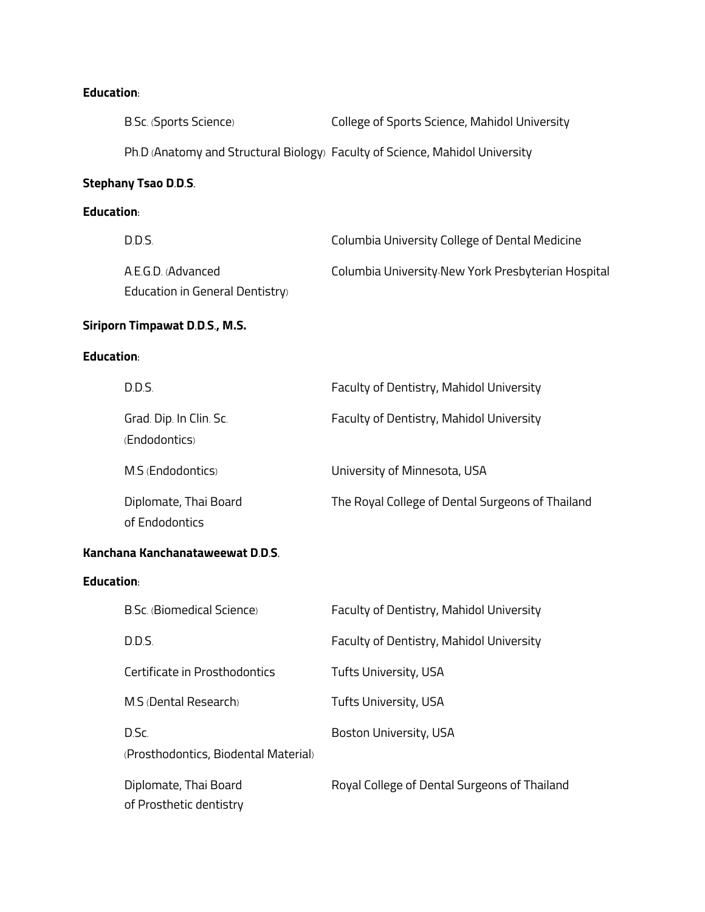**Education:**

| | |
|---|---|
| B.Sc. (Sports Science) | College of Sports Science, Mahidol University |
| Ph.D (Anatomy and Structural Biology) | Faculty of Science, Mahidol University |

**Stephany Tsao D.D.S.**

**Education:**

| | |
|---|---|
| D.D.S. | Columbia University College of Dental Medicine |
| A.E.G.D. (Advanced Education in General Dentistry) | Columbia University-New York Presbyterian Hospital |

**Siriporn Timpawat D.D.S., M.S.**

**Education:**

| | |
|---|---|
| D.D.S. | Faculty of Dentistry, Mahidol University |
| Grad. Dip. In Clin. Sc. (Endodontics) | Faculty of Dentistry, Mahidol University |
| M.S (Endodontics) | University of Minnesota, USA |
| Diplomate, Thai Board of Endodontics | The Royal College of Dental Surgeons of Thailand |

**Kanchana Kanchanataweewat D.D.S.**

**Education:**

| | |
|---|---|
| B.Sc. (Biomedical Science) | Faculty of Dentistry, Mahidol University |
| D.D.S. | Faculty of Dentistry, Mahidol University |
| Certificate in Prosthodontics | Tufts University, USA |
| M.S (Dental Research) | Tufts University, USA |
| D.Sc. (Prosthodontics, Biodental Material) | Boston University, USA |
| Diplomate, Thai Board of Prosthetic dentistry | Royal College of Dental Surgeons of Thailand |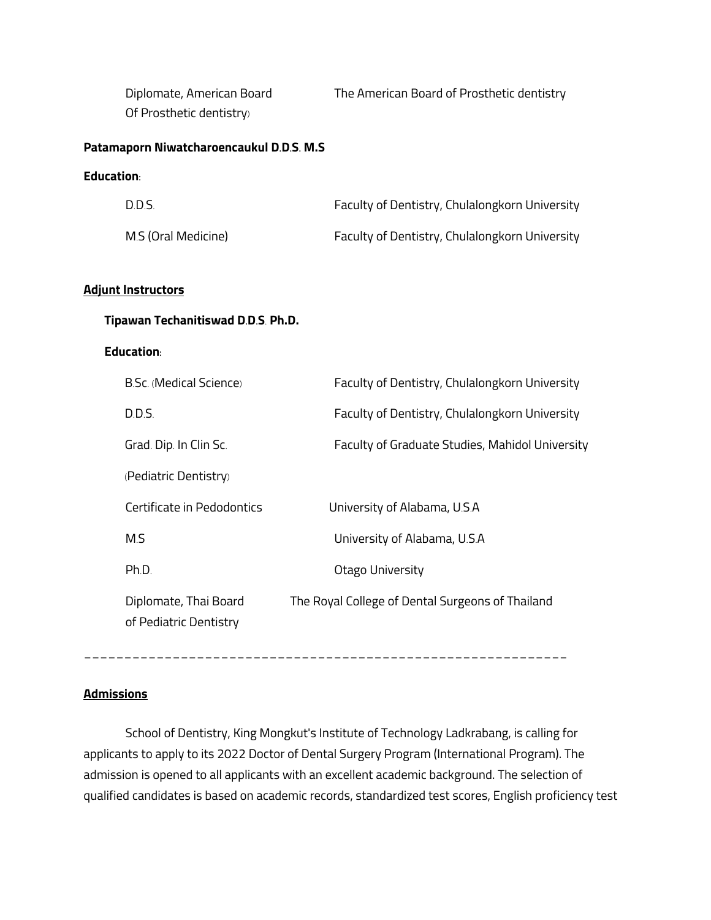| | |
|---|---|
| Diplomate, American Board Of Prosthetic dentistry) | The American Board of Prosthetic dentistry |

**Patamaporn Niwatcharoencaukul D.D.S. M.S**

**Education:**

| | |
|---|---|
| D.D.S. | Faculty of Dentistry, Chulalongkorn University |
| M.S (Oral Medicine) | Faculty of Dentistry, Chulalongkorn University |

**<u>Adjunt Instructors</u>**

**Tipawan Techanitiswad D.D.S. Ph.D.**

**Education:**

| | |
|---|---|
| B.Sc. (Medical Science) | Faculty of Dentistry, Chulalongkorn University |
| D.D.S. | Faculty of Dentistry, Chulalongkorn University |
| Grad. Dip. In Clin Sc. (Pediatric Dentistry) | Faculty of Graduate Studies, Mahidol University |
| Certificate in Pedodontics | University of Alabama, U.S.A |
| M.S | University of Alabama, U.S.A |
| Ph.D. | Otago University |
| Diplomate, Thai Board of Pediatric Dentistry | The Royal College of Dental Surgeons of Thailand |

---

**<u>Admissions</u>**

School of Dentistry, King Mongkut's Institute of Technology Ladkrabang, is calling for applicants to apply to its 2022 Doctor of Dental Surgery Program (International Program). The admission is opened to all applicants with an excellent academic background. The selection of qualified candidates is based on academic records, standardized test scores, English proficiency test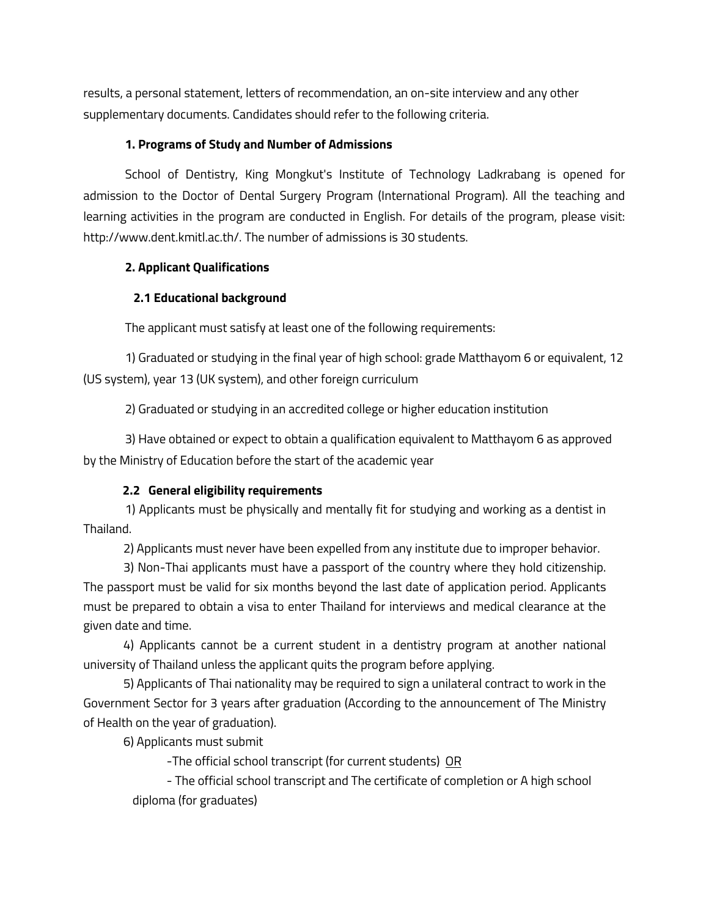results, a personal statement, letters of recommendation, an on-site interview and any other supplementary documents. Candidates should refer to the following criteria.

**1. Programs of Study and Number of Admissions**

School of Dentistry, King Mongkut's Institute of Technology Ladkrabang is opened for admission to the Doctor of Dental Surgery Program (International Program). All the teaching and learning activities in the program are conducted in English. For details of the program, please visit: http://www.dent.kmitl.ac.th/. The number of admissions is 30 students.

**2. Applicant Qualifications**

**2.1 Educational background**

The applicant must satisfy at least one of the following requirements:

1) Graduated or studying in the final year of high school: grade Matthayom 6 or equivalent, 12 (US system), year 13 (UK system), and other foreign curriculum

2) Graduated or studying in an accredited college or higher education institution

3) Have obtained or expect to obtain a qualification equivalent to Matthayom 6 as approved by the Ministry of Education before the start of the academic year

**2.2 General eligibility requirements**

1) Applicants must be physically and mentally fit for studying and working as a dentist in Thailand.

2) Applicants must never have been expelled from any institute due to improper behavior.

3) Non-Thai applicants must have a passport of the country where they hold citizenship. The passport must be valid for six months beyond the last date of application period. Applicants must be prepared to obtain a visa to enter Thailand for interviews and medical clearance at the given date and time.

4) Applicants cannot be a current student in a dentistry program at another national university of Thailand unless the applicant quits the program before applying.

5) Applicants of Thai nationality may be required to sign a unilateral contract to work in the Government Sector for 3 years after graduation (According to the announcement of The Ministry of Health on the year of graduation).

6) Applicants must submit

-The official school transcript (for current students) <u>OR</u>

- The official school transcript and The certificate of completion or A high school diploma (for graduates)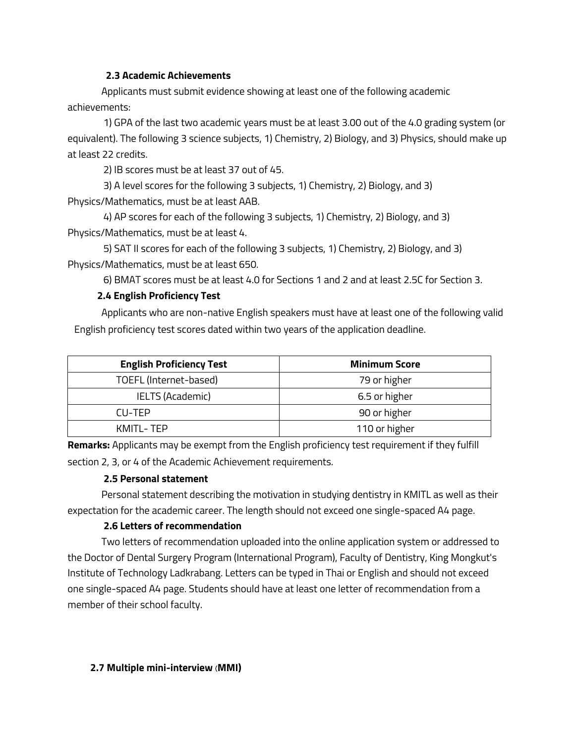### 2.3 Academic Achievements

Applicants must submit evidence showing at least one of the following academic achievements:

1) GPA of the last two academic years must be at least 3.00 out of the 4.0 grading system (or equivalent). The following 3 science subjects, 1) Chemistry, 2) Biology, and 3) Physics, should make up at least 22 credits.

2) IB scores must be at least 37 out of 45.

3) A level scores for the following 3 subjects, 1) Chemistry, 2) Biology, and 3) Physics/Mathematics, must be at least AAB.

4) AP scores for each of the following 3 subjects, 1) Chemistry, 2) Biology, and 3) Physics/Mathematics, must be at least 4.

5) SAT II scores for each of the following 3 subjects, 1) Chemistry, 2) Biology, and 3) Physics/Mathematics, must be at least 650.

6) BMAT scores must be at least 4.0 for Sections 1 and 2 and at least 2.5C for Section 3.

### 2.4 English Proficiency Test

Applicants who are non-native English speakers must have at least one of the following valid English proficiency test scores dated within two years of the application deadline.

| English Proficiency Test | Minimum Score |
|---|---|
| TOEFL (Internet-based) | 79 or higher |
| IELTS (Academic) | 6.5 or higher |
| CU-TEP | 90 or higher |
| KMITL- TEP | 110 or higher |

**Remarks:** Applicants may be exempt from the English proficiency test requirement if they fulfill section 2, 3, or 4 of the Academic Achievement requirements.

### 2.5 Personal statement

Personal statement describing the motivation in studying dentistry in KMITL as well as their expectation for the academic career. The length should not exceed one single-spaced A4 page.

### 2.6 Letters of recommendation

Two letters of recommendation uploaded into the online application system or addressed to the Doctor of Dental Surgery Program (International Program), Faculty of Dentistry, King Mongkut's Institute of Technology Ladkrabang. Letters can be typed in Thai or English and should not exceed one single-spaced A4 page. Students should have at least one letter of recommendation from a member of their school faculty.

### 2.7 Multiple mini-interview (MMI)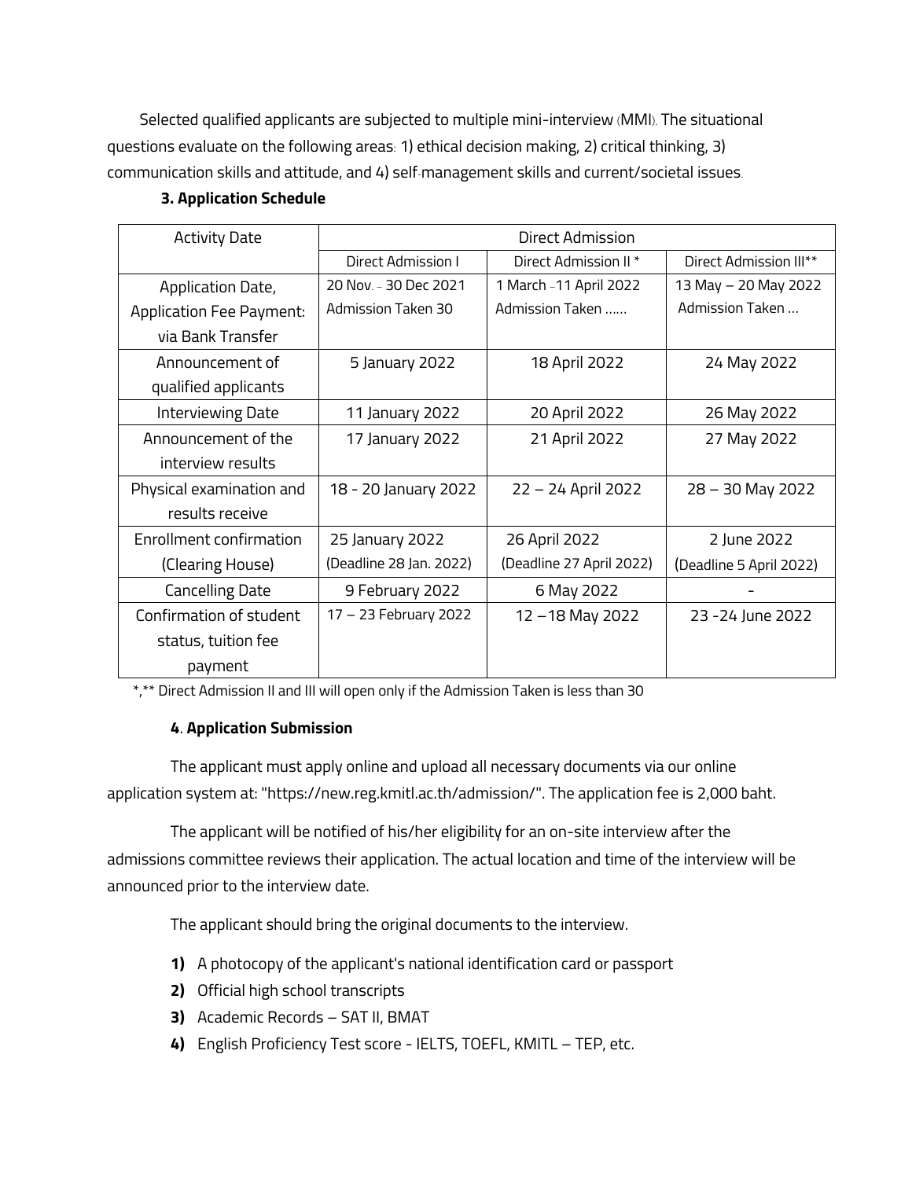Selected qualified applicants are subjected to multiple mini-interview (MMI). The situational questions evaluate on the following areas: 1) ethical decision making, 2) critical thinking, 3) communication skills and attitude, and 4) self-management skills and current/societal issues.

### 3. Application Schedule

| Activity Date | Direct Admission | | |
|---|---|---|---|
| | Direct Admission I | Direct Admission II * | Direct Admission III** |
| Application Date, Application Fee Payment: via Bank Transfer | 20 Nov. - 30 Dec 2021 Admission Taken 30 | 1 March -11 April 2022 Admission Taken ...... | 13 May – 20 May 2022 Admission Taken ... |
| Announcement of qualified applicants | 5 January 2022 | 18 April 2022 | 24 May 2022 |
| Interviewing Date | 11 January 2022 | 20 April 2022 | 26 May 2022 |
| Announcement of the interview results | 17 January 2022 | 21 April 2022 | 27 May 2022 |
| Physical examination and results receive | 18 - 20 January 2022 | 22 – 24 April 2022 | 28 – 30 May 2022 |
| Enrollment confirmation (Clearing House) | 25 January 2022 (Deadline 28 Jan. 2022) | 26 April 2022 (Deadline 27 April 2022) | 2 June 2022 (Deadline 5 April 2022) |
| Cancelling Date | 9 February 2022 | 6 May 2022 | - |
| Confirmation of student status, tuition fee payment | 17 – 23 February 2022 | 12 –18 May 2022 | 23 -24 June 2022 |

*,** Direct Admission II and III will open only if the Admission Taken is less than 30

### 4. Application Submission

The applicant must apply online and upload all necessary documents via our online application system at: "https://new.reg.kmitl.ac.th/admission/". The application fee is 2,000 baht.

The applicant will be notified of his/her eligibility for an on-site interview after the admissions committee reviews their application. The actual location and time of the interview will be announced prior to the interview date.

The applicant should bring the original documents to the interview.

1) A photocopy of the applicant's national identification card or passport
2) Official high school transcripts
3) Academic Records – SAT II, BMAT
4) English Proficiency Test score - IELTS, TOEFL, KMITL – TEP, etc.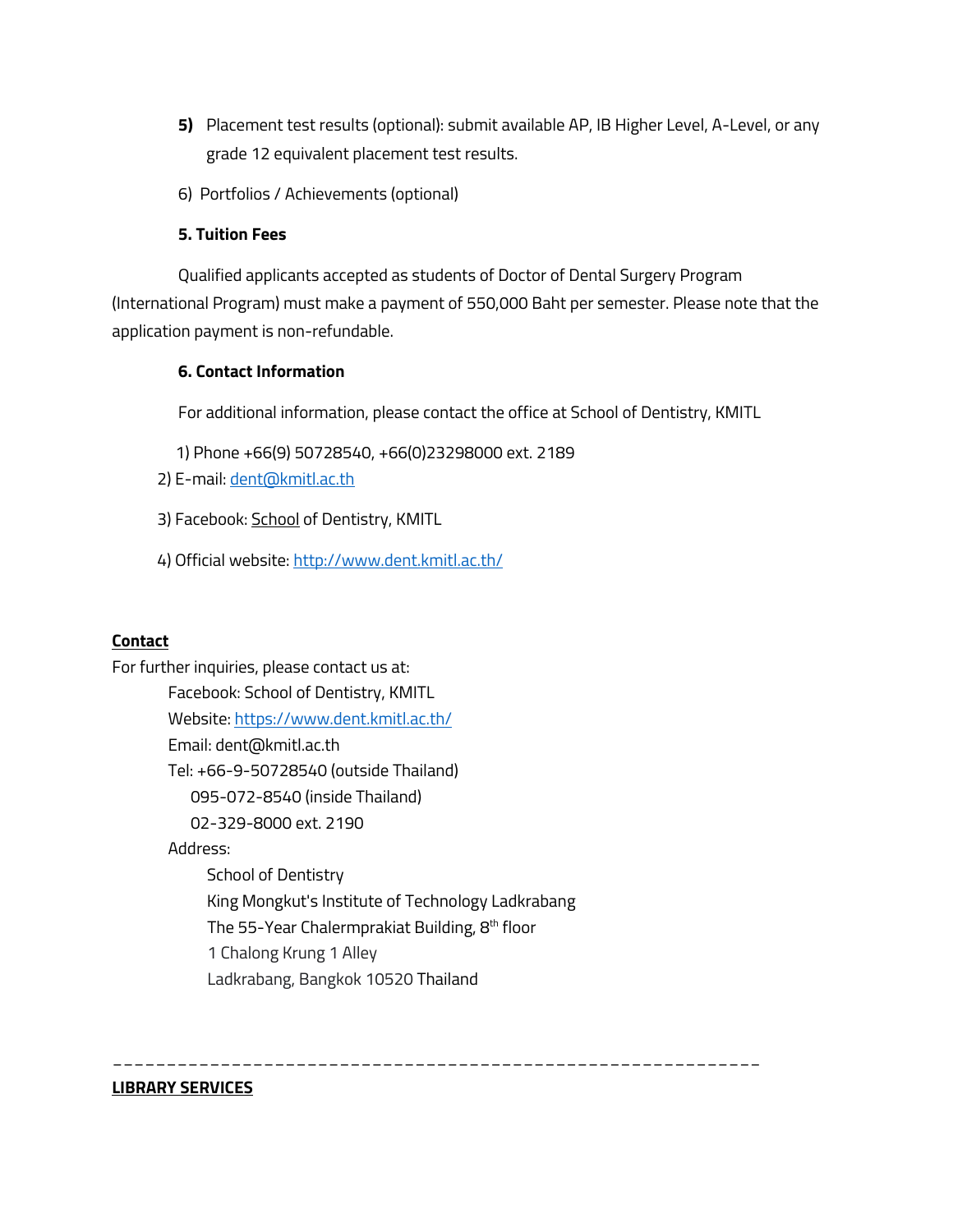5) Placement test results (optional): submit available AP, IB Higher Level, A-Level, or any grade 12 equivalent placement test results.

6) Portfolios / Achievements (optional)

**5. Tuition Fees**

Qualified applicants accepted as students of Doctor of Dental Surgery Program (International Program) must make a payment of 550,000 Baht per semester. Please note that the application payment is non-refundable.

**6. Contact Information**

For additional information, please contact the office at School of Dentistry, KMITL

1) Phone +66(9) 50728540, +66(0)23298000 ext. 2189
2) E-mail: dent@kmitl.ac.th
3) Facebook: School of Dentistry, KMITL
4) Official website: http://www.dent.kmitl.ac.th/

**Contact**

For further inquiries, please contact us at:

Facebook: School of Dentistry, KMITL
Website: https://www.dent.kmitl.ac.th/
Email: dent@kmitl.ac.th
Tel: +66-9-50728540 (outside Thailand)
095-072-8540 (inside Thailand)
02-329-8000 ext. 2190
Address:
School of Dentistry
King Mongkut's Institute of Technology Ladkrabang
The 55-Year Chalermprakiat Building, 8th floor
1 Chalong Krung 1 Alley
Ladkrabang, Bangkok 10520 Thailand

---

**LIBRARY SERVICES**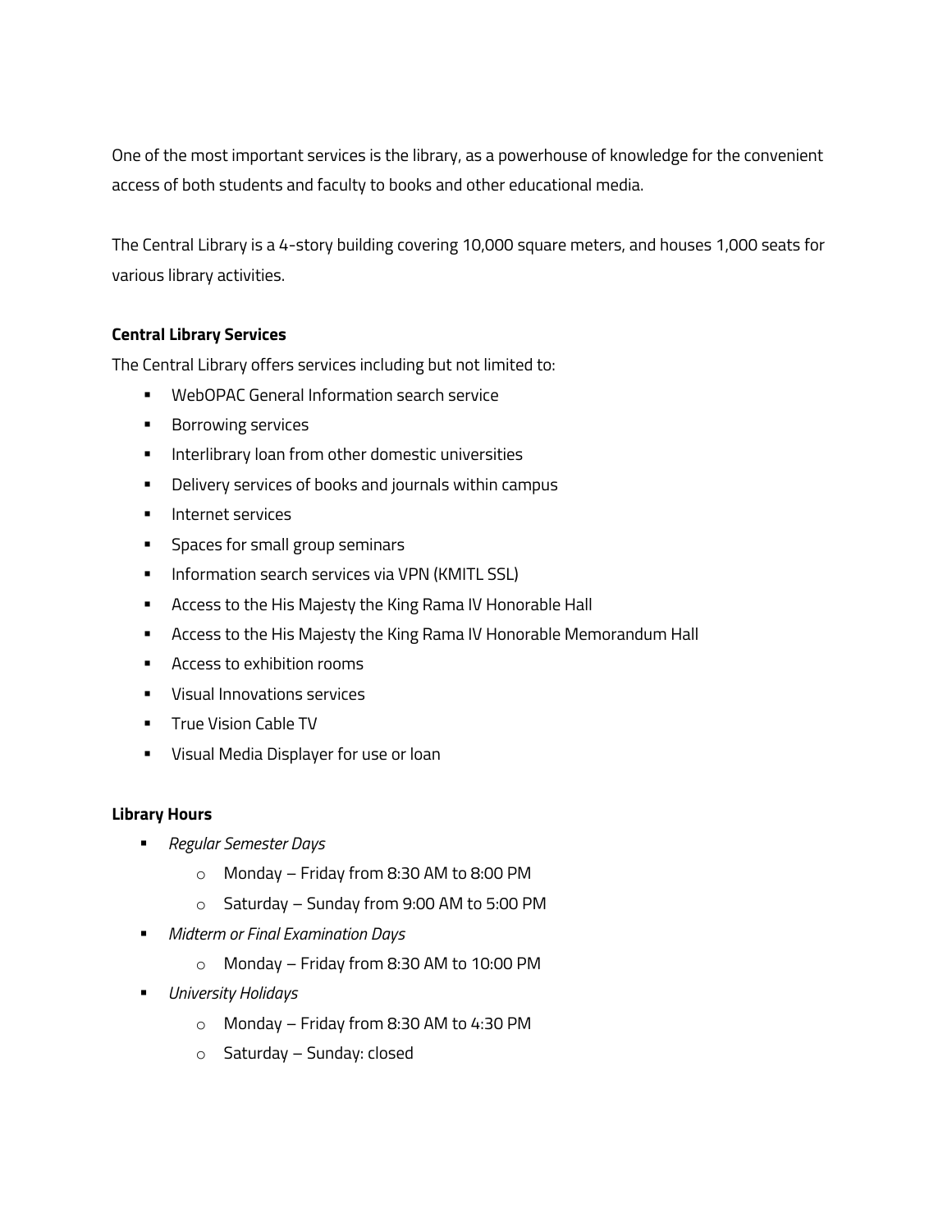One of the most important services is the library, as a powerhouse of knowledge for the convenient access of both students and faculty to books and other educational media.

The Central Library is a 4-story building covering 10,000 square meters, and houses 1,000 seats for various library activities.

**Central Library Services**

The Central Library offers services including but not limited to:

- WebOPAC General Information search service
- Borrowing services
- Interlibrary loan from other domestic universities
- Delivery services of books and journals within campus
- Internet services
- Spaces for small group seminars
- Information search services via VPN (KMITL SSL)
- Access to the His Majesty the King Rama IV Honorable Hall
- Access to the His Majesty the King Rama IV Honorable Memorandum Hall
- Access to exhibition rooms
- Visual Innovations services
- True Vision Cable TV
- Visual Media Displayer for use or loan

**Library Hours**

- *Regular Semester Days*
    - Monday – Friday from 8:30 AM to 8:00 PM
    - Saturday – Sunday from 9:00 AM to 5:00 PM
- *Midterm or Final Examination Days*
    - Monday – Friday from 8:30 AM to 10:00 PM
- *University Holidays*
    - Monday – Friday from 8:30 AM to 4:30 PM
    - Saturday – Sunday: closed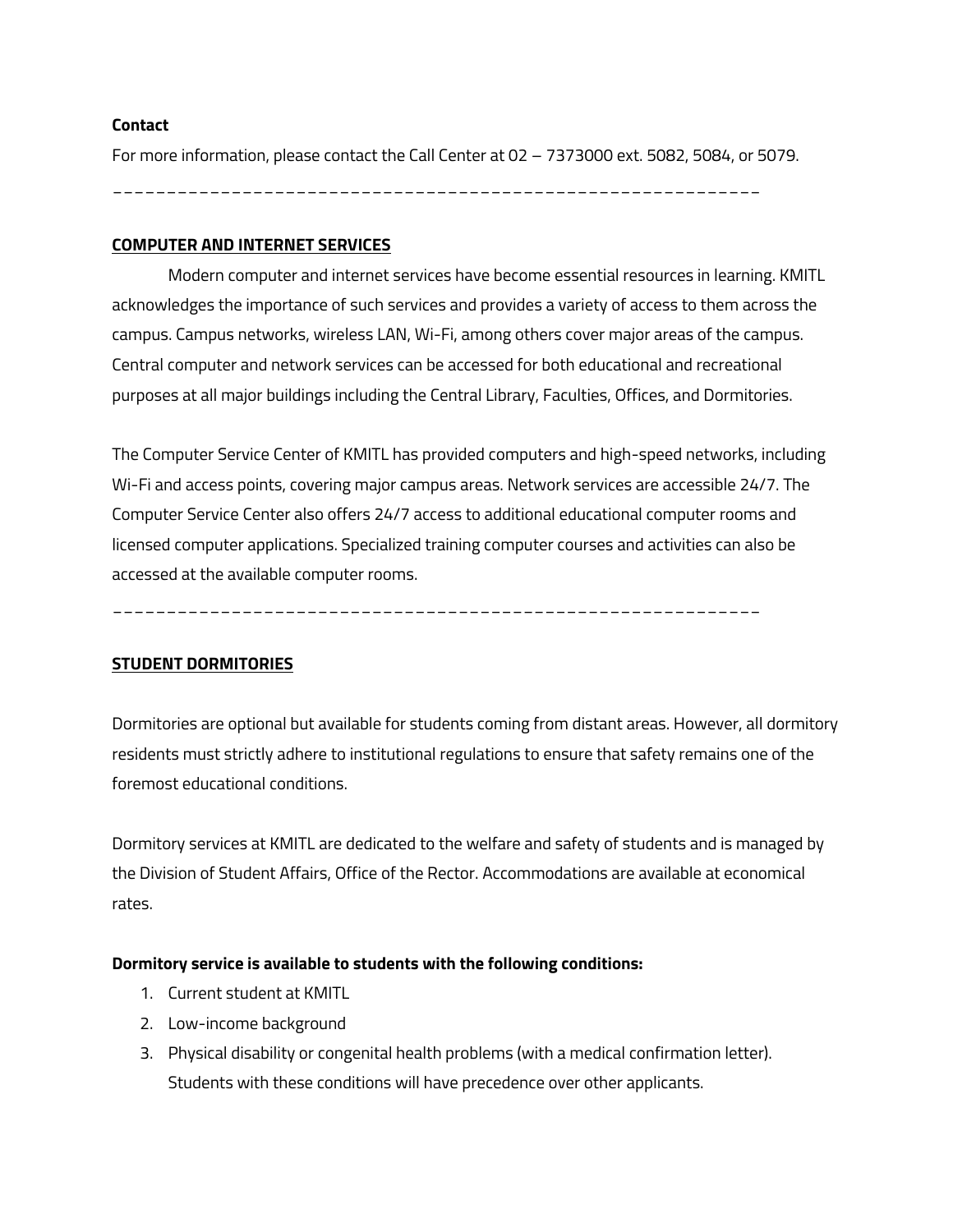**Contact**

For more information, please contact the Call Center at 02 – 7373000 ext. 5082, 5084, or 5079.

---

## COMPUTER AND INTERNET SERVICES

Modern computer and internet services have become essential resources in learning. KMITL acknowledges the importance of such services and provides a variety of access to them across the campus. Campus networks, wireless LAN, Wi-Fi, among others cover major areas of the campus. Central computer and network services can be accessed for both educational and recreational purposes at all major buildings including the Central Library, Faculties, Offices, and Dormitories.

The Computer Service Center of KMITL has provided computers and high-speed networks, including Wi-Fi and access points, covering major campus areas. Network services are accessible 24/7. The Computer Service Center also offers 24/7 access to additional educational computer rooms and licensed computer applications. Specialized training computer courses and activities can also be accessed at the available computer rooms.

---

## STUDENT DORMITORIES

Dormitories are optional but available for students coming from distant areas. However, all dormitory residents must strictly adhere to institutional regulations to ensure that safety remains one of the foremost educational conditions.

Dormitory services at KMITL are dedicated to the welfare and safety of students and is managed by the Division of Student Affairs, Office of the Rector. Accommodations are available at economical rates.

**Dormitory service is available to students with the following conditions:**

1. Current student at KMITL
2. Low-income background
3. Physical disability or congenital health problems (with a medical confirmation letter). Students with these conditions will have precedence over other applicants.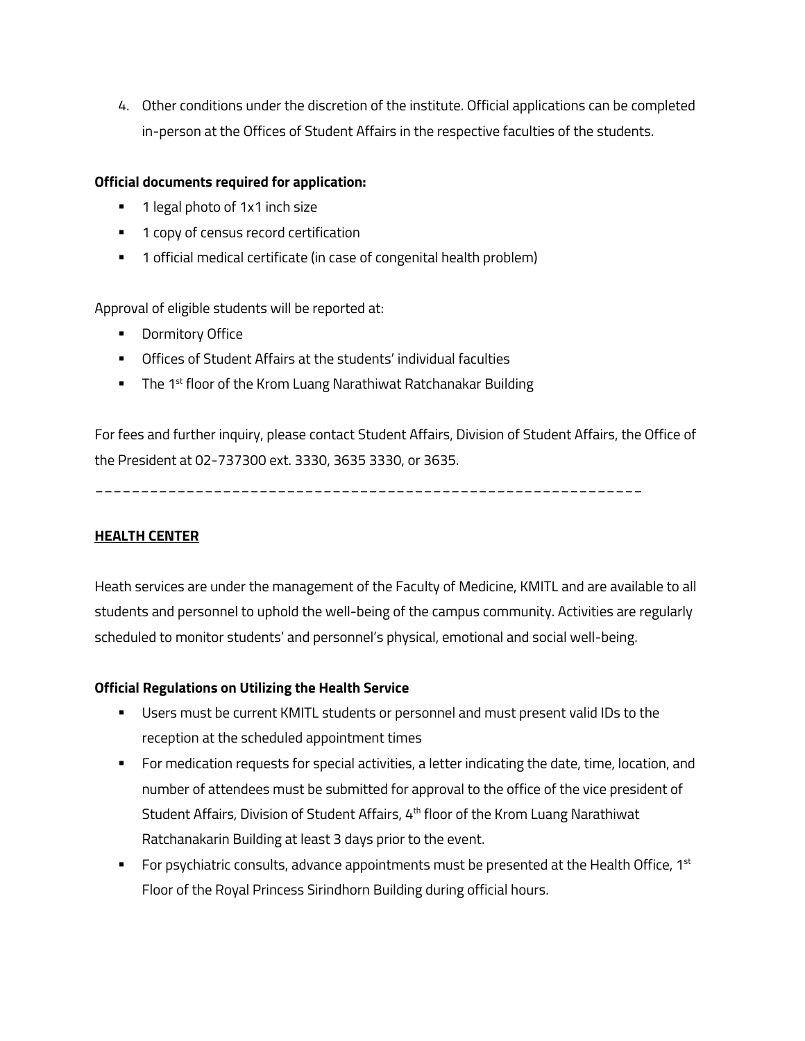4. Other conditions under the discretion of the institute. Official applications can be completed in-person at the Offices of Student Affairs in the respective faculties of the students.

**Official documents required for application:**

- 1 legal photo of 1x1 inch size
- 1 copy of census record certification
- 1 official medical certificate (in case of congenital health problem)

Approval of eligible students will be reported at:

- Dormitory Office
- Offices of Student Affairs at the students' individual faculties
- The 1st floor of the Krom Luang Narathiwat Ratchanakar Building

For fees and further inquiry, please contact Student Affairs, Division of Student Affairs, the Office of the President at 02-737300 ext. 3330, 3635 3330, or 3635.

---

## HEALTH CENTER

Heath services are under the management of the Faculty of Medicine, KMITL and are available to all students and personnel to uphold the well-being of the campus community. Activities are regularly scheduled to monitor students' and personnel's physical, emotional and social well-being.

**Official Regulations on Utilizing the Health Service**

- Users must be current KMITL students or personnel and must present valid IDs to the reception at the scheduled appointment times
- For medication requests for special activities, a letter indicating the date, time, location, and number of attendees must be submitted for approval to the office of the vice president of Student Affairs, Division of Student Affairs, 4th floor of the Krom Luang Narathiwat Ratchanakarin Building at least 3 days prior to the event.
- For psychiatric consults, advance appointments must be presented at the Health Office, 1st Floor of the Royal Princess Sirindhorn Building during official hours.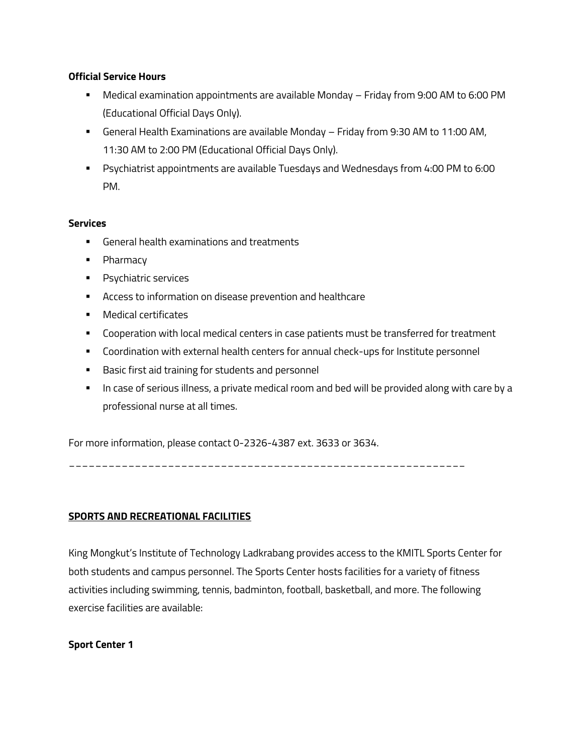**Official Service Hours**

- Medical examination appointments are available Monday – Friday from 9:00 AM to 6:00 PM (Educational Official Days Only).
- General Health Examinations are available Monday – Friday from 9:30 AM to 11:00 AM, 11:30 AM to 2:00 PM (Educational Official Days Only).
- Psychiatrist appointments are available Tuesdays and Wednesdays from 4:00 PM to 6:00 PM.

**Services**

- General health examinations and treatments
- Pharmacy
- Psychiatric services
- Access to information on disease prevention and healthcare
- Medical certificates
- Cooperation with local medical centers in case patients must be transferred for treatment
- Coordination with external health centers for annual check-ups for Institute personnel
- Basic first aid training for students and personnel
- In case of serious illness, a private medical room and bed will be provided along with care by a professional nurse at all times.

For more information, please contact 0-2326-4387 ext. 3633 or 3634.

---

**SPORTS AND RECREATIONAL FACILITIES**

King Mongkut's Institute of Technology Ladkrabang provides access to the KMITL Sports Center for both students and campus personnel. The Sports Center hosts facilities for a variety of fitness activities including swimming, tennis, badminton, football, basketball, and more. The following exercise facilities are available:

**Sport Center 1**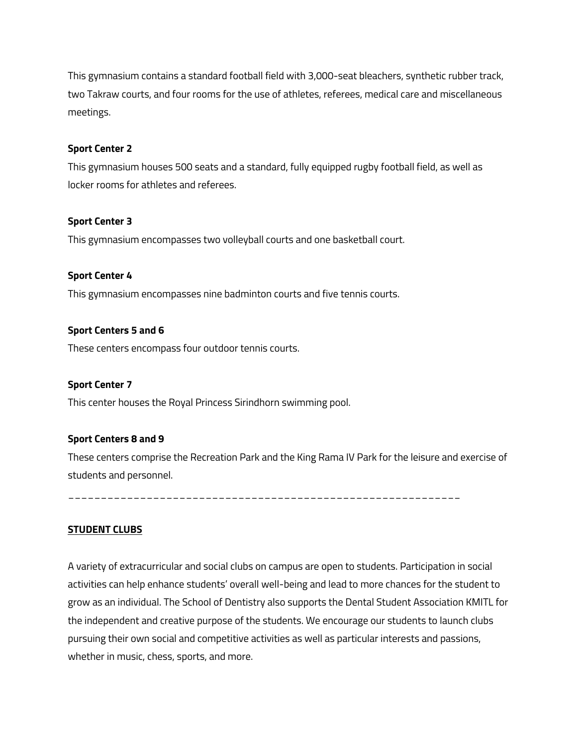This gymnasium contains a standard football field with 3,000-seat bleachers, synthetic rubber track, two Takraw courts, and four rooms for the use of athletes, referees, medical care and miscellaneous meetings.

**Sport Center 2**

This gymnasium houses 500 seats and a standard, fully equipped rugby football field, as well as locker rooms for athletes and referees.

**Sport Center 3**

This gymnasium encompasses two volleyball courts and one basketball court.

**Sport Center 4**

This gymnasium encompasses nine badminton courts and five tennis courts.

**Sport Centers 5 and 6**

These centers encompass four outdoor tennis courts.

**Sport Center 7**

This center houses the Royal Princess Sirindhorn swimming pool.

**Sport Centers 8 and 9**

These centers comprise the Recreation Park and the King Rama IV Park for the leisure and exercise of students and personnel.

---

## STUDENT CLUBS

A variety of extracurricular and social clubs on campus are open to students. Participation in social activities can help enhance students' overall well-being and lead to more chances for the student to grow as an individual. The School of Dentistry also supports the Dental Student Association KMITL for the independent and creative purpose of the students. We encourage our students to launch clubs pursuing their own social and competitive activities as well as particular interests and passions, whether in music, chess, sports, and more.